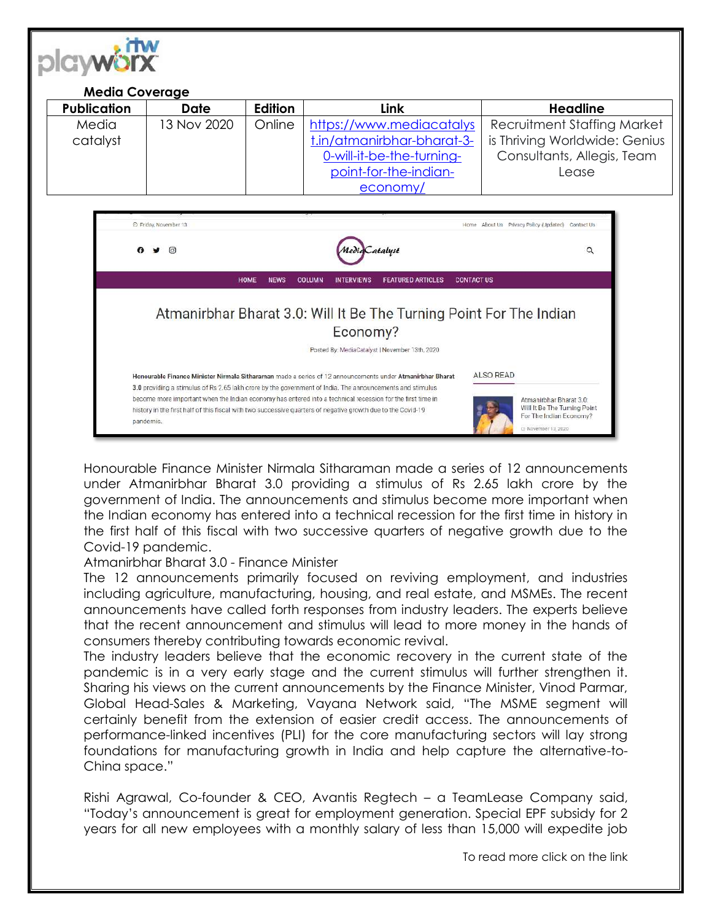**Media Coverage**

| Publication | Date | Edition | Link | Headline |
|---|---|---|---|---|
| Media catalyst | 13 Nov 2020 | Online | https://www.mediacatalyst.in/atmanirbhar-bharat-3-0-will-it-be-the-turning-point-for-the-indian-economy/ | Recruitment Staffing Market is Thriving Worldwide: Genius Consultants, Allegis, Team Lease |

Honourable Finance Minister Nirmala Sitharaman made a series of 12 announcements under Atmanirbhar Bharat 3.0 providing a stimulus of Rs 2.65 lakh crore by the government of India. The announcements and stimulus become more important when the Indian economy has entered into a technical recession for the first time in history in the first half of this fiscal with two successive quarters of negative growth due to the Covid-19 pandemic.

Atmanirbhar Bharat 3.0 - Finance Minister

The 12 announcements primarily focused on reviving employment, and industries including agriculture, manufacturing, housing, and real estate, and MSMEs. The recent announcements have called forth responses from industry leaders. The experts believe that the recent announcement and stimulus will lead to more money in the hands of consumers thereby contributing towards economic revival.

The industry leaders believe that the economic recovery in the current state of the pandemic is in a very early stage and the current stimulus will further strengthen it. Sharing his views on the current announcements by the Finance Minister, Vinod Parmar, Global Head-Sales & Marketing, Vayana Network said, "The MSME segment will certainly benefit from the extension of easier credit access. The announcements of performance-linked incentives (PLI) for the core manufacturing sectors will lay strong foundations for manufacturing growth in India and help capture the alternative-to-China space."

Rishi Agrawal, Co-founder & CEO, Avantis Regtech – a TeamLease Company said, "Today's announcement is great for employment generation. Special EPF subsidy for 2 years for all new employees with a monthly salary of less than 15,000 will expedite job

To read more click on the link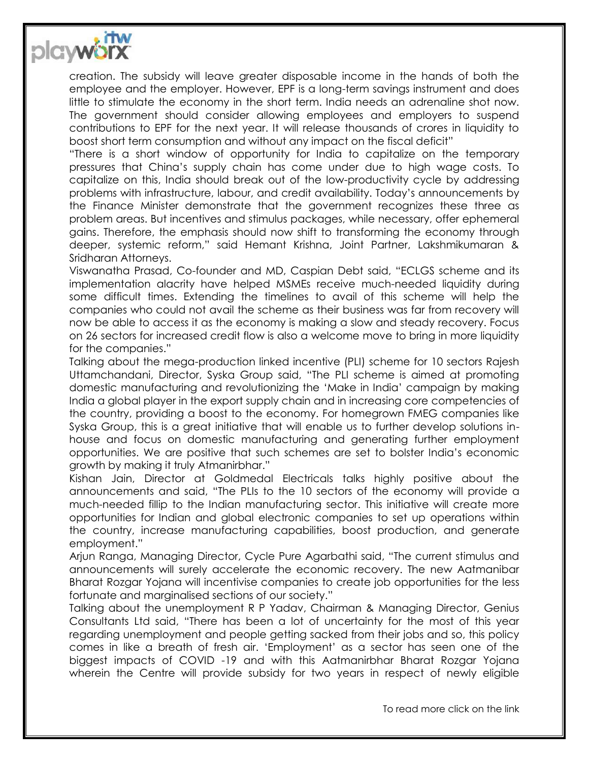creation. The subsidy will leave greater disposable income in the hands of both the employee and the employer. However, EPF is a long-term savings instrument and does little to stimulate the economy in the short term. India needs an adrenaline shot now. The government should consider allowing employees and employers to suspend contributions to EPF for the next year. It will release thousands of crores in liquidity to boost short term consumption and without any impact on the fiscal deficit"

"There is a short window of opportunity for India to capitalize on the temporary pressures that China's supply chain has come under due to high wage costs. To capitalize on this, India should break out of the low-productivity cycle by addressing problems with infrastructure, labour, and credit availability. Today's announcements by the Finance Minister demonstrate that the government recognizes these three as problem areas. But incentives and stimulus packages, while necessary, offer ephemeral gains. Therefore, the emphasis should now shift to transforming the economy through deeper, systemic reform," said Hemant Krishna, Joint Partner, Lakshmikumaran & Sridharan Attorneys.

Viswanatha Prasad, Co-founder and MD, Caspian Debt said, "ECLGS scheme and its implementation alacrity have helped MSMEs receive much-needed liquidity during some difficult times. Extending the timelines to avail of this scheme will help the companies who could not avail the scheme as their business was far from recovery will now be able to access it as the economy is making a slow and steady recovery. Focus on 26 sectors for increased credit flow is also a welcome move to bring in more liquidity for the companies."

Talking about the mega-production linked incentive (PLI) scheme for 10 sectors Rajesh Uttamchandani, Director, Syska Group said, "The PLI scheme is aimed at promoting domestic manufacturing and revolutionizing the 'Make in India' campaign by making India a global player in the export supply chain and in increasing core competencies of the country, providing a boost to the economy. For homegrown FMEG companies like Syska Group, this is a great initiative that will enable us to further develop solutions in-house and focus on domestic manufacturing and generating further employment opportunities. We are positive that such schemes are set to bolster India's economic growth by making it truly Atmanirbhar."

Kishan Jain, Director at Goldmedal Electricals talks highly positive about the announcements and said, "The PLIs to the 10 sectors of the economy will provide a much-needed fillip to the Indian manufacturing sector. This initiative will create more opportunities for Indian and global electronic companies to set up operations within the country, increase manufacturing capabilities, boost production, and generate employment."

Arjun Ranga, Managing Director, Cycle Pure Agarbathi said, "The current stimulus and announcements will surely accelerate the economic recovery. The new Aatmanibar Bharat Rozgar Yojana will incentivise companies to create job opportunities for the less fortunate and marginalised sections of our society."

Talking about the unemployment R P Yadav, Chairman & Managing Director, Genius Consultants Ltd said, "There has been a lot of uncertainty for the most of this year regarding unemployment and people getting sacked from their jobs and so, this policy comes in like a breath of fresh air. 'Employment' as a sector has seen one of the biggest impacts of COVID -19 and with this Aatmanirbhar Bharat Rozgar Yojana wherein the Centre will provide subsidy for two years in respect of newly eligible

To read more click on the link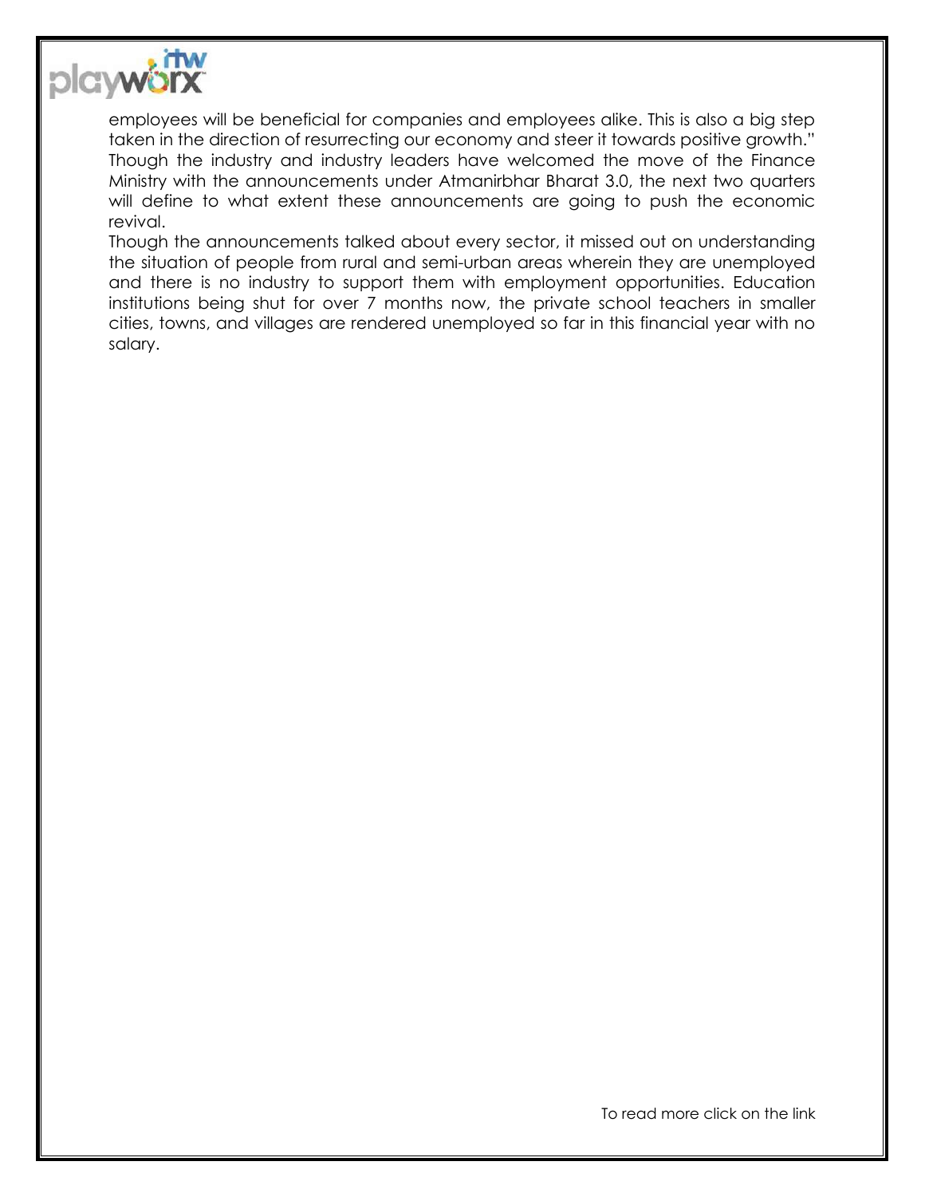employees will be beneficial for companies and employees alike. This is also a big step taken in the direction of resurrecting our economy and steer it towards positive growth."

Though the industry and industry leaders have welcomed the move of the Finance Ministry with the announcements under Atmanirbhar Bharat 3.0, the next two quarters will define to what extent these announcements are going to push the economic revival.

Though the announcements talked about every sector, it missed out on understanding the situation of people from rural and semi-urban areas wherein they are unemployed and there is no industry to support them with employment opportunities. Education institutions being shut for over 7 months now, the private school teachers in smaller cities, towns, and villages are rendered unemployed so far in this financial year with no salary.

To read more click on the link